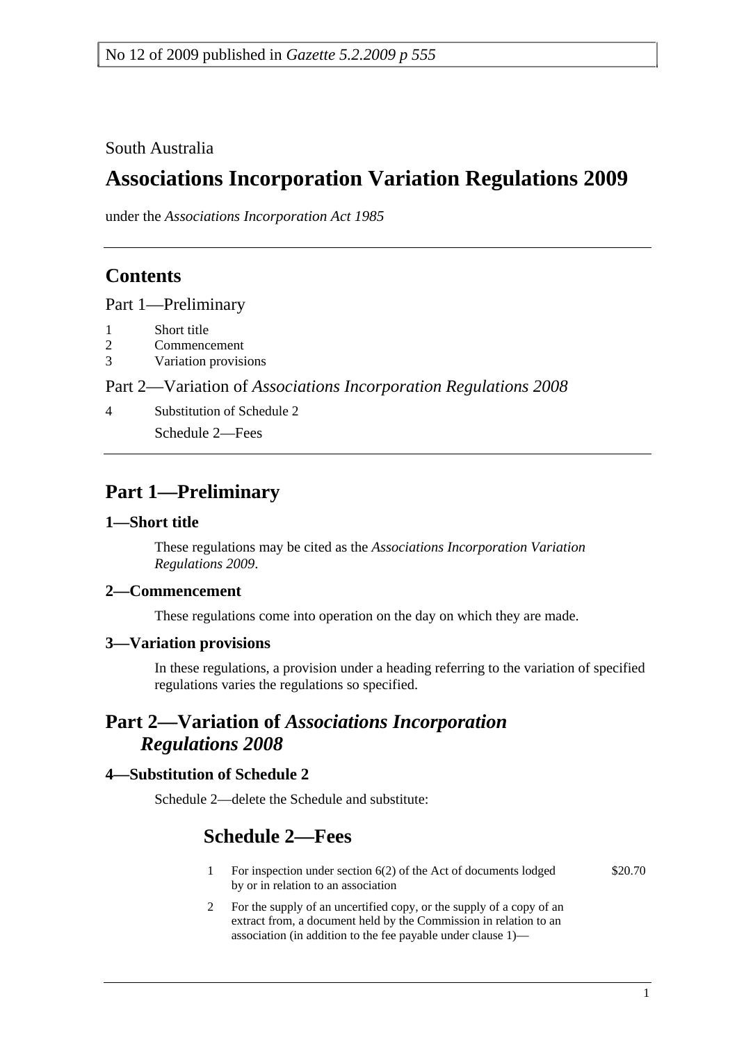No 12 of 2009 published in *Gazette 5.2.2009 p 555*

South Australia

# Associations Incorporation Variation Regulations 2009

under the *Associations Incorporation Act 1985*

## Contents

Part 1—Preliminary

1 Short title
2 Commencement
3 Variation provisions

Part 2—Variation of *Associations Incorporation Regulations 2008*

4 Substitution of Schedule 2

Schedule 2—Fees

## Part 1—Preliminary

### 1—Short title

These regulations may be cited as the *Associations Incorporation Variation Regulations 2009*.

### 2—Commencement

These regulations come into operation on the day on which they are made.

### 3—Variation provisions

In these regulations, a provision under a heading referring to the variation of specified regulations varies the regulations so specified.

## Part 2—Variation of *Associations Incorporation Regulations 2008*

### 4—Substitution of Schedule 2

Schedule 2—delete the Schedule and substitute:

## Schedule 2—Fees

| | | |
|---|---|---|
| 1 | For inspection under section 6(2) of the Act of documents lodged by or in relation to an association | \$20.70 |
| 2 | For the supply of an uncertified copy, or the supply of a copy of an extract from, a document held by the Commission in relation to an association (in addition to the fee payable under clause 1)— | |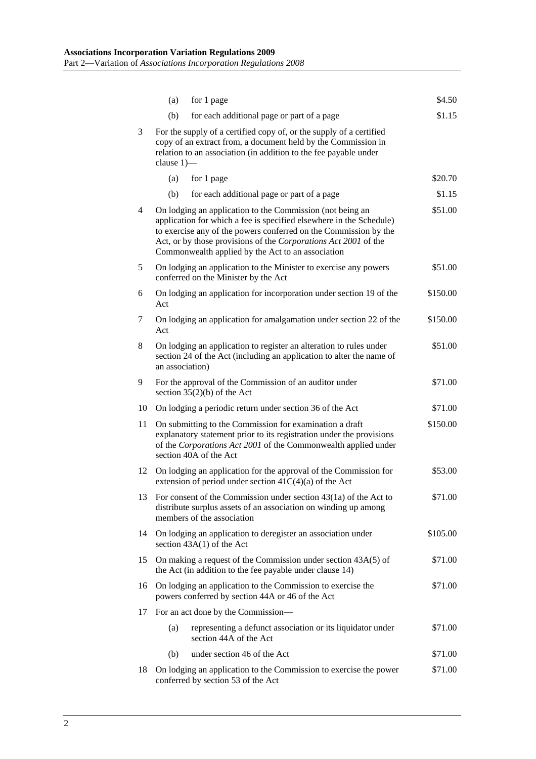| | | | |
|---|---|---|---|
| | (a) | for 1 page | \$4.50 |
| | (b) | for each additional page or part of a page | \$1.15 |
| 3 | For the supply of a certified copy of, or the supply of a certified copy of an extract from, a document held by the Commission in relation to an association (in addition to the fee payable under clause 1)— | | |
| | (a) | for 1 page | \$20.70 |
| | (b) | for each additional page or part of a page | \$1.15 |
| 4 | On lodging an application to the Commission (not being an application for which a fee is specified elsewhere in the Schedule) to exercise any of the powers conferred on the Commission by the Act, or by those provisions of the *Corporations Act 2001* of the Commonwealth applied by the Act to an association | | \$51.00 |
| 5 | On lodging an application to the Minister to exercise any powers conferred on the Minister by the Act | | \$51.00 |
| 6 | On lodging an application for incorporation under section 19 of the Act | | \$150.00 |
| 7 | On lodging an application for amalgamation under section 22 of the Act | | \$150.00 |
| 8 | On lodging an application to register an alteration to rules under section 24 of the Act (including an application to alter the name of an association) | | \$51.00 |
| 9 | For the approval of the Commission of an auditor under section 35(2)(b) of the Act | | \$71.00 |
| 10 | On lodging a periodic return under section 36 of the Act | | \$71.00 |
| 11 | On submitting to the Commission for examination a draft explanatory statement prior to its registration under the provisions of the *Corporations Act 2001* of the Commonwealth applied under section 40A of the Act | | \$150.00 |
| 12 | On lodging an application for the approval of the Commission for extension of period under section 41C(4)(a) of the Act | | \$53.00 |
| 13 | For consent of the Commission under section 43(1a) of the Act to distribute surplus assets of an association on winding up among members of the association | | \$71.00 |
| 14 | On lodging an application to deregister an association under section 43A(1) of the Act | | \$105.00 |
| 15 | On making a request of the Commission under section 43A(5) of the Act (in addition to the fee payable under clause 14) | | \$71.00 |
| 16 | On lodging an application to the Commission to exercise the powers conferred by section 44A or 46 of the Act | | \$71.00 |
| 17 | For an act done by the Commission— | | |
| | (a) | representing a defunct association or its liquidator under section 44A of the Act | \$71.00 |
| | (b) | under section 46 of the Act | \$71.00 |
| 18 | On lodging an application to the Commission to exercise the power conferred by section 53 of the Act | | \$71.00 |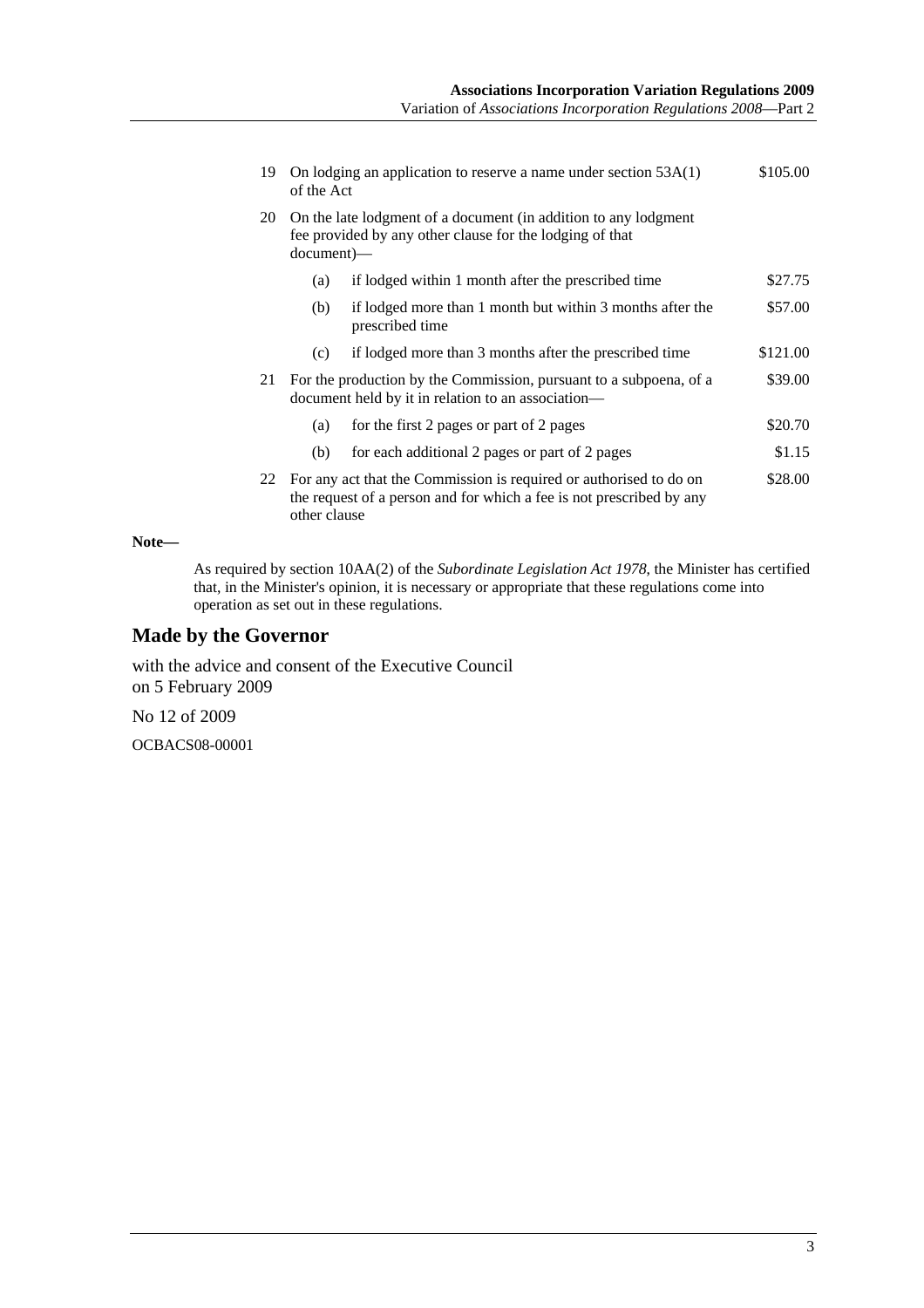| | | | |
|---|---|---|---|
| 19 | On lodging an application to reserve a name under section 53A(1) of the Act | | $105.00 |
| 20 | On the late lodgment of a document (in addition to any lodgment fee provided by any other clause for the lodging of that document)— | | |
| | (a) | if lodged within 1 month after the prescribed time | $27.75 |
| | (b) | if lodged more than 1 month but within 3 months after the prescribed time | $57.00 |
| | (c) | if lodged more than 3 months after the prescribed time | $121.00 |
| 21 | For the production by the Commission, pursuant to a subpoena, of a document held by it in relation to an association— | | $39.00 |
| | (a) | for the first 2 pages or part of 2 pages | $20.70 |
| | (b) | for each additional 2 pages or part of 2 pages | $1.15 |
| 22 | For any act that the Commission is required or authorised to do on the request of a person and for which a fee is not prescribed by any other clause | | $28.00 |

**Note—**

As required by section 10AA(2) of the *Subordinate Legislation Act 1978*, the Minister has certified that, in the Minister's opinion, it is necessary or appropriate that these regulations come into operation as set out in these regulations.

## Made by the Governor

with the advice and consent of the Executive Council on 5 February 2009

No 12 of 2009

OCBACS08-00001